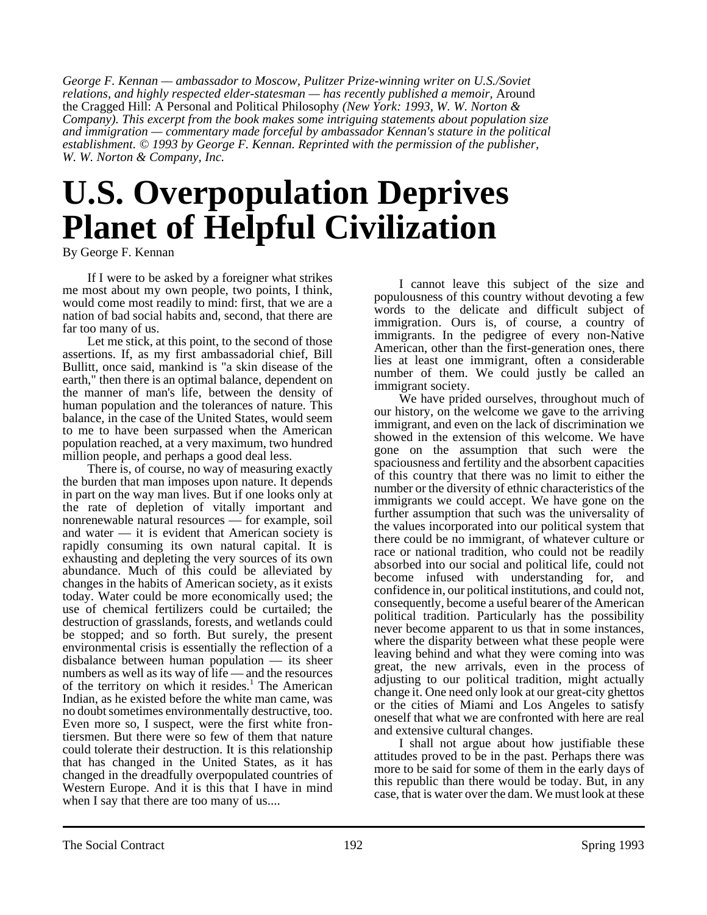*George F. Kennan — ambassador to Moscow, Pulitzer Prize-winning writer on U.S./Soviet relations, and highly respected elder-statesman — has recently published a memoir,* Around the Cragged Hill: A Personal and Political Philosophy *(New York: 1993, W. W. Norton & Company). This excerpt from the book makes some intriguing statements about population size and immigration — commentary made forceful by ambassador Kennan's stature in the political establishment. © 1993 by George F. Kennan. Reprinted with the permission of the publisher, W. W. Norton & Company, Inc.*

# U.S. Overpopulation Deprives Planet of Helpful Civilization

By George F. Kennan

If I were to be asked by a foreigner what strikes me most about my own people, two points, I think, would come most readily to mind: first, that we are a nation of bad social habits and, second, that there are far too many of us.

Let me stick, at this point, to the second of those assertions. If, as my first ambassadorial chief, Bill Bullitt, once said, mankind is "a skin disease of the earth," then there is an optimal balance, dependent on the manner of man's life, between the density of human population and the tolerances of nature. This balance, in the case of the United States, would seem to me to have been surpassed when the American population reached, at a very maximum, two hundred million people, and perhaps a good deal less.

There is, of course, no way of measuring exactly the burden that man imposes upon nature. It depends in part on the way man lives. But if one looks only at the rate of depletion of vitally important and nonrenewable natural resources — for example, soil and water — it is evident that American society is rapidly consuming its own natural capital. It is exhausting and depleting the very sources of its own abundance. Much of this could be alleviated by changes in the habits of American society, as it exists today. Water could be more economically used; the use of chemical fertilizers could be curtailed; the destruction of grasslands, forests, and wetlands could be stopped; and so forth. But surely, the present environmental crisis is essentially the reflection of a disbalance between human population — its sheer numbers as well as its way of life — and the resources of the territory on which it resides.[1] The American Indian, as he existed before the white man came, was no doubt sometimes environmentally destructive, too. Even more so, I suspect, were the first white frontiersmen. But there were so few of them that nature could tolerate their destruction. It is this relationship that has changed in the United States, as it has changed in the dreadfully overpopulated countries of Western Europe. And it is this that I have in mind when I say that there are too many of us....

I cannot leave this subject of the size and populousness of this country without devoting a few words to the delicate and difficult subject of immigration. Ours is, of course, a country of immigrants. In the pedigree of every non-Native American, other than the first-generation ones, there lies at least one immigrant, often a considerable number of them. We could justly be called an immigrant society.

We have prided ourselves, throughout much of our history, on the welcome we gave to the arriving immigrant, and even on the lack of discrimination we showed in the extension of this welcome. We have gone on the assumption that such were the spaciousness and fertility and the absorbent capacities of this country that there was no limit to either the number or the diversity of ethnic characteristics of the immigrants we could accept. We have gone on the further assumption that such was the universality of the values incorporated into our political system that there could be no immigrant, of whatever culture or race or national tradition, who could not be readily absorbed into our social and political life, could not become infused with understanding for, and confidence in, our political institutions, and could not, consequently, become a useful bearer of the American political tradition. Particularly has the possibility never become apparent to us that in some instances, where the disparity between what these people were leaving behind and what they were coming into was great, the new arrivals, even in the process of adjusting to our political tradition, might actually change it. One need only look at our great-city ghettos or the cities of Miami and Los Angeles to satisfy oneself that what we are confronted with here are real and extensive cultural changes.

I shall not argue about how justifiable these attitudes proved to be in the past. Perhaps there was more to be said for some of them in the early days of this republic than there would be today. But, in any case, that is water over the dam. We must look at these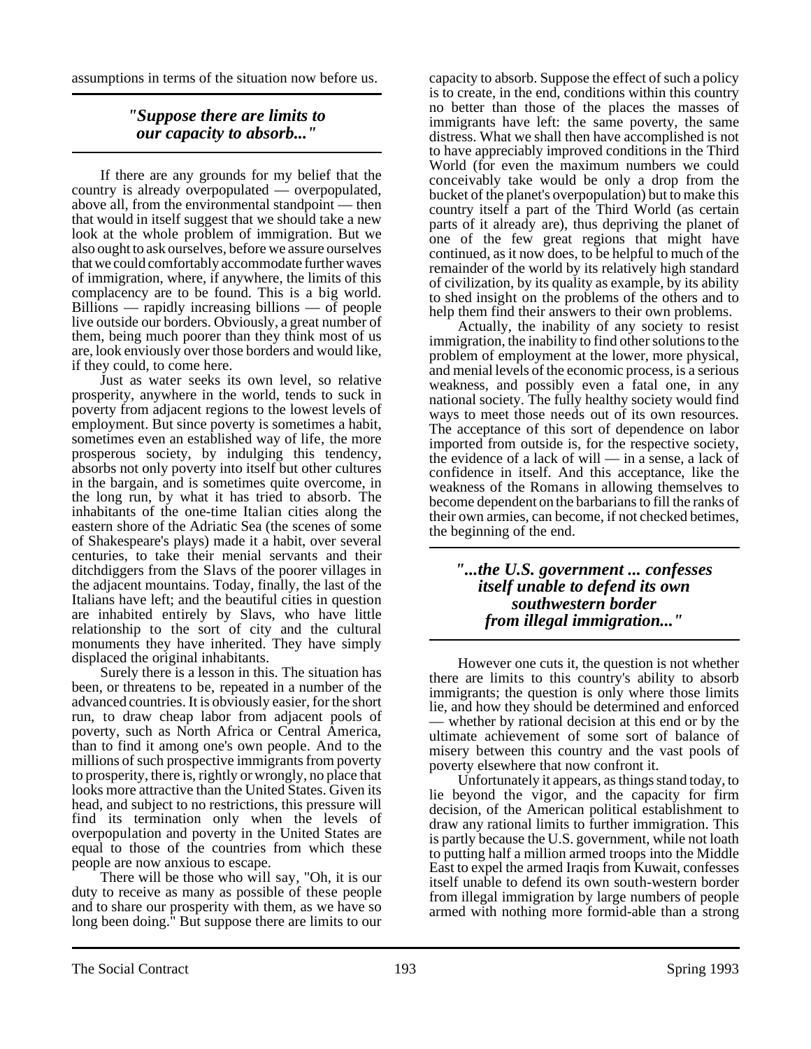assumptions in terms of the situation now before us.

> ***"Suppose there are limits to our capacity to absorb..."***

If there are any grounds for my belief that the country is already overpopulated — overpopulated, above all, from the environmental standpoint — then that would in itself suggest that we should take a new look at the whole problem of immigration. But we also ought to ask ourselves, before we assure ourselves that we could comfortably accommodate further waves of immigration, where, if anywhere, the limits of this complacency are to be found. This is a big world. Billions — rapidly increasing billions — of people live outside our borders. Obviously, a great number of them, being much poorer than they think most of us are, look enviously over those borders and would like, if they could, to come here.

Just as water seeks its own level, so relative prosperity, anywhere in the world, tends to suck in poverty from adjacent regions to the lowest levels of employment. But since poverty is sometimes a habit, sometimes even an established way of life, the more prosperous society, by indulging this tendency, absorbs not only poverty into itself but other cultures in the bargain, and is sometimes quite overcome, in the long run, by what it has tried to absorb. The inhabitants of the one-time Italian cities along the eastern shore of the Adriatic Sea (the scenes of some of Shakespeare's plays) made it a habit, over several centuries, to take their menial servants and their ditchdiggers from the Slavs of the poorer villages in the adjacent mountains. Today, finally, the last of the Italians have left; and the beautiful cities in question are inhabited entirely by Slavs, who have little relationship to the sort of city and the cultural monuments they have inherited. They have simply displaced the original inhabitants.

Surely there is a lesson in this. The situation has been, or threatens to be, repeated in a number of the advanced countries. It is obviously easier, for the short run, to draw cheap labor from adjacent pools of poverty, such as North Africa or Central America, than to find it among one's own people. And to the millions of such prospective immigrants from poverty to prosperity, there is, rightly or wrongly, no place that looks more attractive than the United States. Given its head, and subject to no restrictions, this pressure will find its termination only when the levels of overpopulation and poverty in the United States are equal to those of the countries from which these people are now anxious to escape.

There will be those who will say, "Oh, it is our duty to receive as many as possible of these people and to share our prosperity with them, as we have so long been doing." But suppose there are limits to our capacity to absorb. Suppose the effect of such a policy is to create, in the end, conditions within this country no better than those of the places the masses of immigrants have left: the same poverty, the same distress. What we shall then have accomplished is not to have appreciably improved conditions in the Third World (for even the maximum numbers we could conceivably take would be only a drop from the bucket of the planet's overpopulation) but to make this country itself a part of the Third World (as certain parts of it already are), thus depriving the planet of one of the few great regions that might have continued, as it now does, to be helpful to much of the remainder of the world by its relatively high standard of civilization, by its quality as example, by its ability to shed insight on the problems of the others and to help them find their answers to their own problems.

Actually, the inability of any society to resist immigration, the inability to find other solutions to the problem of employment at the lower, more physical, and menial levels of the economic process, is a serious weakness, and possibly even a fatal one, in any national society. The fully healthy society would find ways to meet those needs out of its own resources. The acceptance of this sort of dependence on labor imported from outside is, for the respective society, the evidence of a lack of will — in a sense, a lack of confidence in itself. And this acceptance, like the weakness of the Romans in allowing themselves to become dependent on the barbarians to fill the ranks of their own armies, can become, if not checked betimes, the beginning of the end.

> ***"...the U.S. government ... confesses itself unable to defend its own southwestern border from illegal immigration..."***

However one cuts it, the question is not whether there are limits to this country's ability to absorb immigrants; the question is only where those limits lie, and how they should be determined and enforced — whether by rational decision at this end or by the ultimate achievement of some sort of balance of misery between this country and the vast pools of poverty elsewhere that now confront it.

Unfortunately it appears, as things stand today, to lie beyond the vigor, and the capacity for firm decision, of the American political establishment to draw any rational limits to further immigration. This is partly because the U.S. government, while not loath to putting half a million armed troops into the Middle East to expel the armed Iraqis from Kuwait, confesses itself unable to defend its own south-western border from illegal immigration by large numbers of people armed with nothing more formid-able than a strong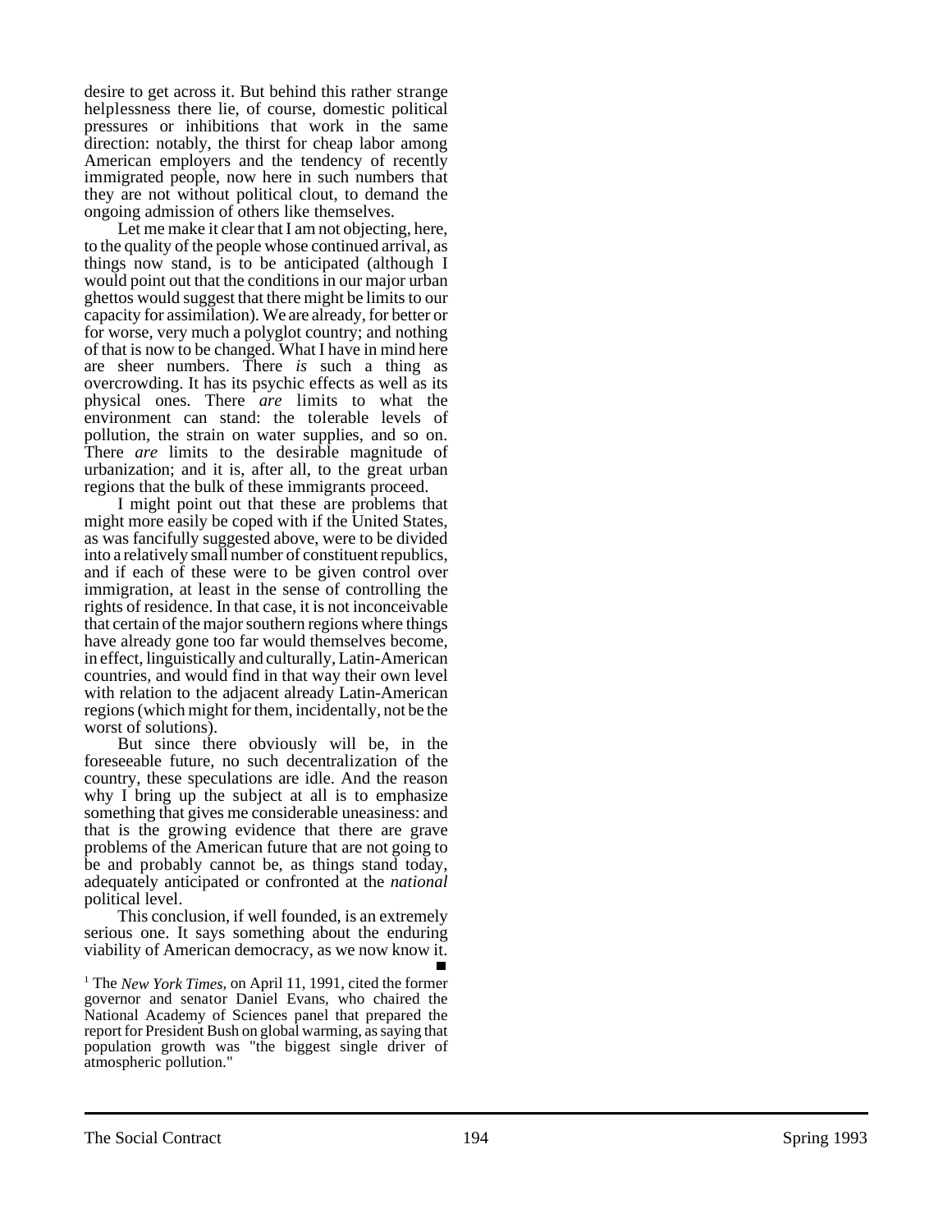desire to get across it. But behind this rather strange helplessness there lie, of course, domestic political pressures or inhibitions that work in the same direction: notably, the thirst for cheap labor among American employers and the tendency of recently immigrated people, now here in such numbers that they are not without political clout, to demand the ongoing admission of others like themselves.

Let me make it clear that I am not objecting, here, to the quality of the people whose continued arrival, as things now stand, is to be anticipated (although I would point out that the conditions in our major urban ghettos would suggest that there might be limits to our capacity for assimilation). We are already, for better or for worse, very much a polyglot country; and nothing of that is now to be changed. What I have in mind here are sheer numbers. There *is* such a thing as overcrowding. It has its psychic effects as well as its physical ones. There *are* limits to what the environment can stand: the tolerable levels of pollution, the strain on water supplies, and so on. There *are* limits to the desirable magnitude of urbanization; and it is, after all, to the great urban regions that the bulk of these immigrants proceed.

I might point out that these are problems that might more easily be coped with if the United States, as was fancifully suggested above, were to be divided into a relatively small number of constituent republics, and if each of these were to be given control over immigration, at least in the sense of controlling the rights of residence. In that case, it is not inconceivable that certain of the major southern regions where things have already gone too far would themselves become, in effect, linguistically and culturally, Latin-American countries, and would find in that way their own level with relation to the adjacent already Latin-American regions (which might for them, incidentally, not be the worst of solutions).

But since there obviously will be, in the foreseeable future, no such decentralization of the country, these speculations are idle. And the reason why I bring up the subject at all is to emphasize something that gives me considerable uneasiness: and that is the growing evidence that there are grave problems of the American future that are not going to be and probably cannot be, as things stand today, adequately anticipated or confronted at the *national* political level.

This conclusion, if well founded, is an extremely serious one. It says something about the enduring viability of American democracy, as we now know it. ■

[1] The *New York Times*, on April 11, 1991, cited the former governor and senator Daniel Evans, who chaired the National Academy of Sciences panel that prepared the report for President Bush on global warming, as saying that population growth was "the biggest single driver of atmospheric pollution."